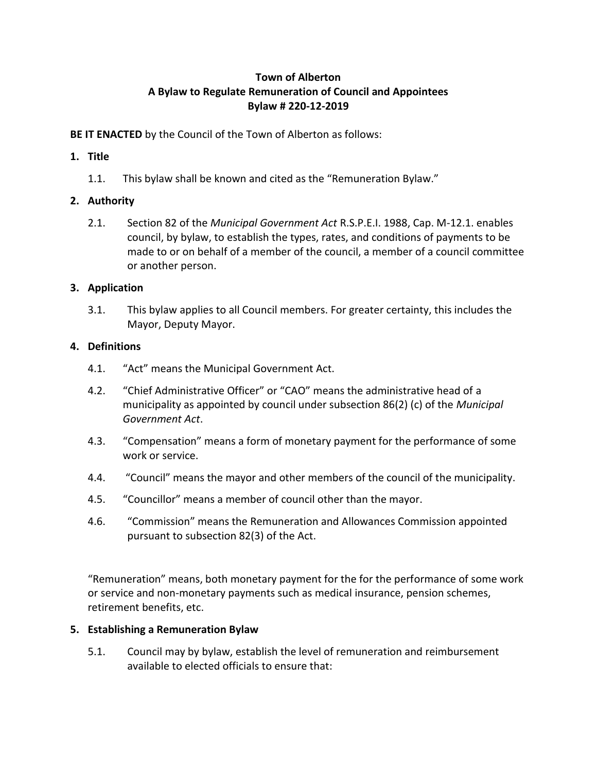**Town of Alberton**
**A Bylaw to Regulate Remuneration of Council and Appointees**
**Bylaw # 220-12-2019**

**BE IT ENACTED** by the Council of the Town of Alberton as follows:

**1. Title**

1.1. This bylaw shall be known and cited as the "Remuneration Bylaw."

**2. Authority**

2.1. Section 82 of the *Municipal Government Act* R.S.P.E.I. 1988, Cap. M-12.1. enables council, by bylaw, to establish the types, rates, and conditions of payments to be made to or on behalf of a member of the council, a member of a council committee or another person.

**3. Application**

3.1. This bylaw applies to all Council members. For greater certainty, this includes the Mayor, Deputy Mayor.

**4. Definitions**

4.1. "Act" means the Municipal Government Act.

4.2. "Chief Administrative Officer" or "CAO" means the administrative head of a municipality as appointed by council under subsection 86(2) (c) of the *Municipal Government Act*.

4.3. "Compensation" means a form of monetary payment for the performance of some work or service.

4.4. "Council" means the mayor and other members of the council of the municipality.

4.5. "Councillor" means a member of council other than the mayor.

4.6. "Commission" means the Remuneration and Allowances Commission appointed pursuant to subsection 82(3) of the Act.

"Remuneration" means, both monetary payment for the for the performance of some work or service and non-monetary payments such as medical insurance, pension schemes, retirement benefits, etc.

**5. Establishing a Remuneration Bylaw**

5.1. Council may by bylaw, establish the level of remuneration and reimbursement available to elected officials to ensure that: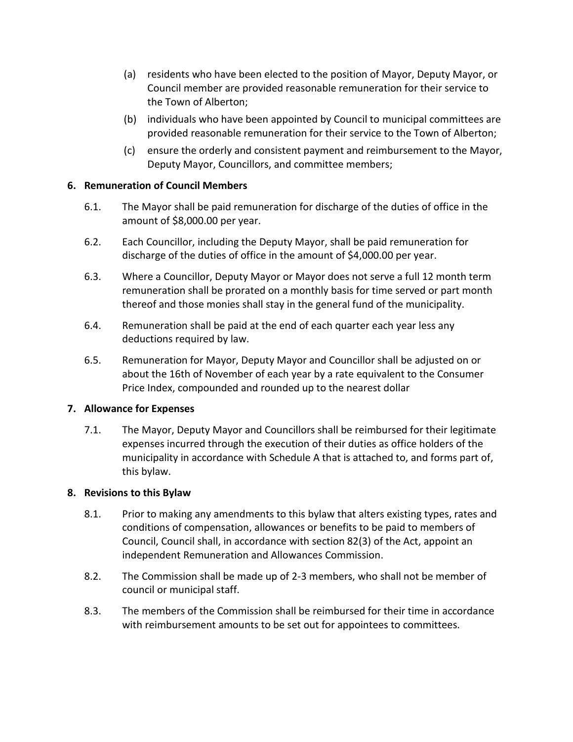(a) residents who have been elected to the position of Mayor, Deputy Mayor, or Council member are provided reasonable remuneration for their service to the Town of Alberton;

(b) individuals who have been appointed by Council to municipal committees are provided reasonable remuneration for their service to the Town of Alberton;

(c) ensure the orderly and consistent payment and reimbursement to the Mayor, Deputy Mayor, Councillors, and committee members;

**6. Remuneration of Council Members**

6.1. The Mayor shall be paid remuneration for discharge of the duties of office in the amount of $8,000.00 per year.

6.2. Each Councillor, including the Deputy Mayor, shall be paid remuneration for discharge of the duties of office in the amount of $4,000.00 per year.

6.3. Where a Councillor, Deputy Mayor or Mayor does not serve a full 12 month term remuneration shall be prorated on a monthly basis for time served or part month thereof and those monies shall stay in the general fund of the municipality.

6.4. Remuneration shall be paid at the end of each quarter each year less any deductions required by law.

6.5. Remuneration for Mayor, Deputy Mayor and Councillor shall be adjusted on or about the 16th of November of each year by a rate equivalent to the Consumer Price Index, compounded and rounded up to the nearest dollar

**7. Allowance for Expenses**

7.1. The Mayor, Deputy Mayor and Councillors shall be reimbursed for their legitimate expenses incurred through the execution of their duties as office holders of the municipality in accordance with Schedule A that is attached to, and forms part of, this bylaw.

**8. Revisions to this Bylaw**

8.1. Prior to making any amendments to this bylaw that alters existing types, rates and conditions of compensation, allowances or benefits to be paid to members of Council, Council shall, in accordance with section 82(3) of the Act, appoint an independent Remuneration and Allowances Commission.

8.2. The Commission shall be made up of 2-3 members, who shall not be member of council or municipal staff.

8.3. The members of the Commission shall be reimbursed for their time in accordance with reimbursement amounts to be set out for appointees to committees.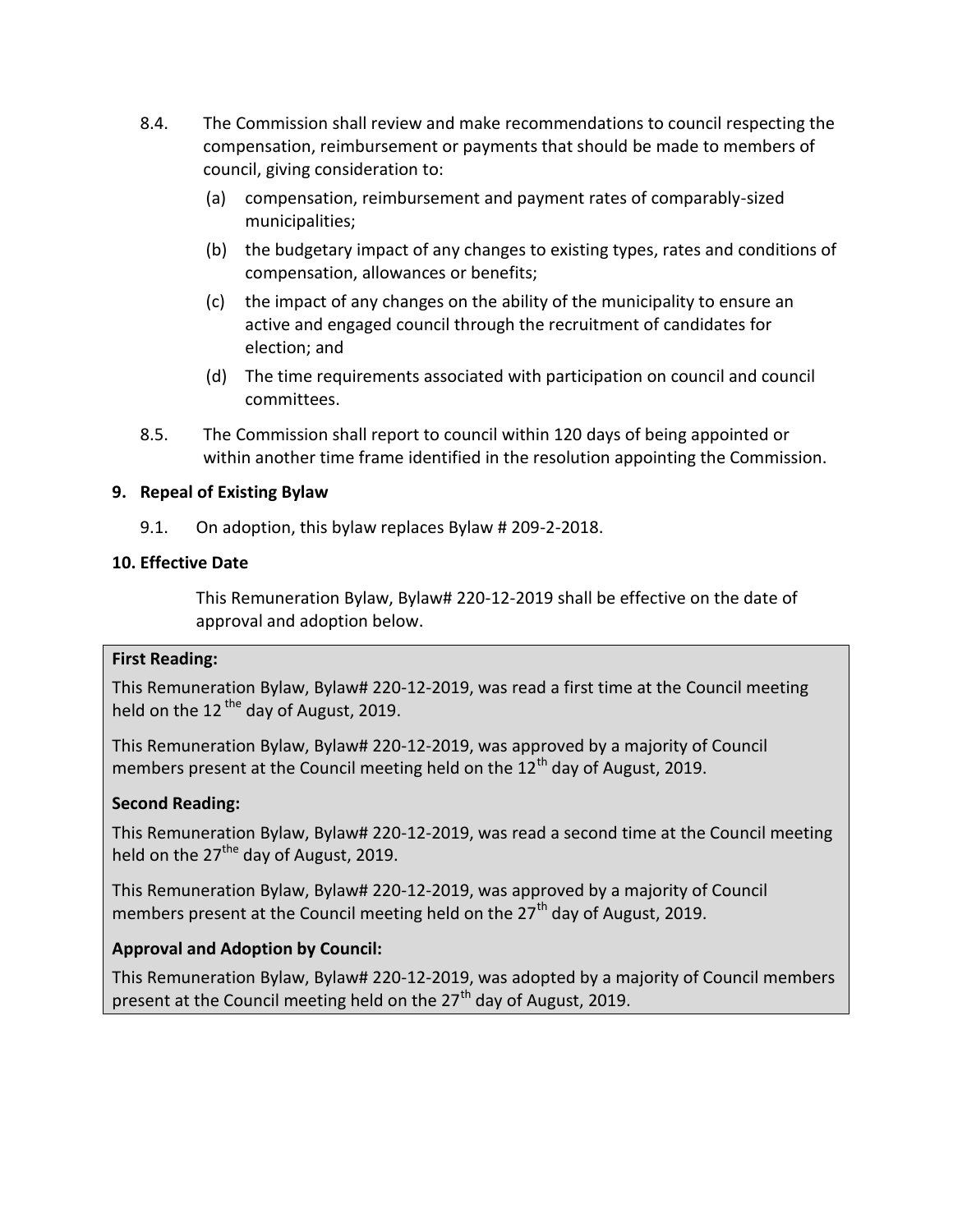8.4. The Commission shall review and make recommendations to council respecting the compensation, reimbursement or payments that should be made to members of council, giving consideration to:

   (a) compensation, reimbursement and payment rates of comparably-sized municipalities;

   (b) the budgetary impact of any changes to existing types, rates and conditions of compensation, allowances or benefits;

   (c) the impact of any changes on the ability of the municipality to ensure an active and engaged council through the recruitment of candidates for election; and

   (d) The time requirements associated with participation on council and council committees.

8.5. The Commission shall report to council within 120 days of being appointed or within another time frame identified in the resolution appointing the Commission.

**9. Repeal of Existing Bylaw**

9.1. On adoption, this bylaw replaces Bylaw # 209-2-2018.

**10. Effective Date**

This Remuneration Bylaw, Bylaw# 220-12-2019 shall be effective on the date of approval and adoption below.

**First Reading:**

This Remuneration Bylaw, Bylaw# 220-12-2019, was read a first time at the Council meeting held on the 12 the day of August, 2019.

This Remuneration Bylaw, Bylaw# 220-12-2019, was approved by a majority of Council members present at the Council meeting held on the 12th day of August, 2019.

**Second Reading:**

This Remuneration Bylaw, Bylaw# 220-12-2019, was read a second time at the Council meeting held on the 27the day of August, 2019.

This Remuneration Bylaw, Bylaw# 220-12-2019, was approved by a majority of Council members present at the Council meeting held on the 27th day of August, 2019.

**Approval and Adoption by Council:**

This Remuneration Bylaw, Bylaw# 220-12-2019, was adopted by a majority of Council members present at the Council meeting held on the 27th day of August, 2019.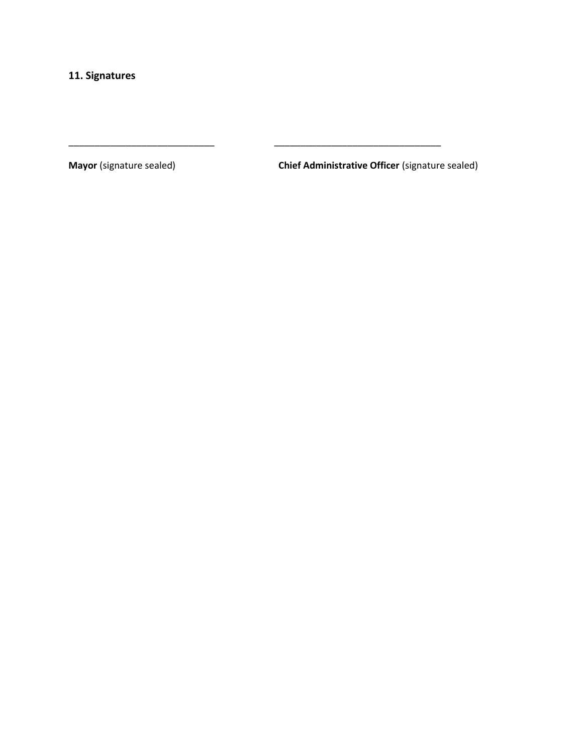## 11. Signatures

_____________________________ _________________________________

**Mayor** (signature sealed) **Chief Administrative Officer** (signature sealed)